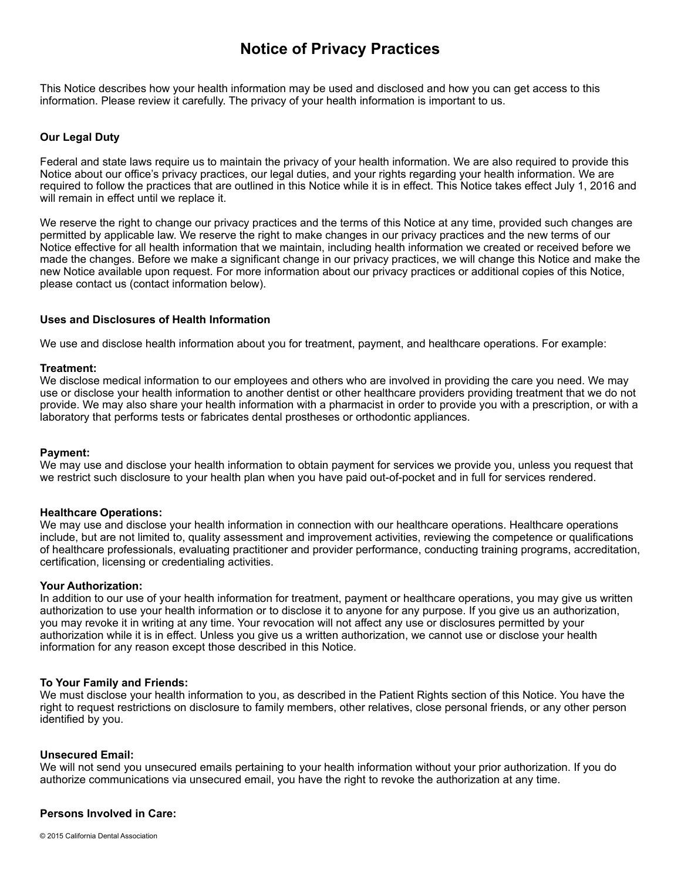# Notice of Privacy Practices

This Notice describes how your health information may be used and disclosed and how you can get access to this information. Please review it carefully. The privacy of your health information is important to us.

**Our Legal Duty**

Federal and state laws require us to maintain the privacy of your health information. We are also required to provide this Notice about our office's privacy practices, our legal duties, and your rights regarding your health information. We are required to follow the practices that are outlined in this Notice while it is in effect. This Notice takes effect July 1, 2016 and will remain in effect until we replace it.

We reserve the right to change our privacy practices and the terms of this Notice at any time, provided such changes are permitted by applicable law. We reserve the right to make changes in our privacy practices and the new terms of our Notice effective for all health information that we maintain, including health information we created or received before we made the changes. Before we make a significant change in our privacy practices, we will change this Notice and make the new Notice available upon request. For more information about our privacy practices or additional copies of this Notice, please contact us (contact information below).

**Uses and Disclosures of Health Information**

We use and disclose health information about you for treatment, payment, and healthcare operations. For example:

**Treatment:**
We disclose medical information to our employees and others who are involved in providing the care you need. We may use or disclose your health information to another dentist or other healthcare providers providing treatment that we do not provide. We may also share your health information with a pharmacist in order to provide you with a prescription, or with a laboratory that performs tests or fabricates dental prostheses or orthodontic appliances.

**Payment:**
We may use and disclose your health information to obtain payment for services we provide you, unless you request that we restrict such disclosure to your health plan when you have paid out-of-pocket and in full for services rendered.

**Healthcare Operations:**
We may use and disclose your health information in connection with our healthcare operations. Healthcare operations include, but are not limited to, quality assessment and improvement activities, reviewing the competence or qualifications of healthcare professionals, evaluating practitioner and provider performance, conducting training programs, accreditation, certification, licensing or credentialing activities.

**Your Authorization:**
In addition to our use of your health information for treatment, payment or healthcare operations, you may give us written authorization to use your health information or to disclose it to anyone for any purpose. If you give us an authorization, you may revoke it in writing at any time. Your revocation will not affect any use or disclosures permitted by your authorization while it is in effect. Unless you give us a written authorization, we cannot use or disclose your health information for any reason except those described in this Notice.

**To Your Family and Friends:**
We must disclose your health information to you, as described in the Patient Rights section of this Notice. You have the right to request restrictions on disclosure to family members, other relatives, close personal friends, or any other person identified by you.

**Unsecured Email:**
We will not send you unsecured emails pertaining to your health information without your prior authorization. If you do authorize communications via unsecured email, you have the right to revoke the authorization at any time.

**Persons Involved in Care:**

© 2015 California Dental Association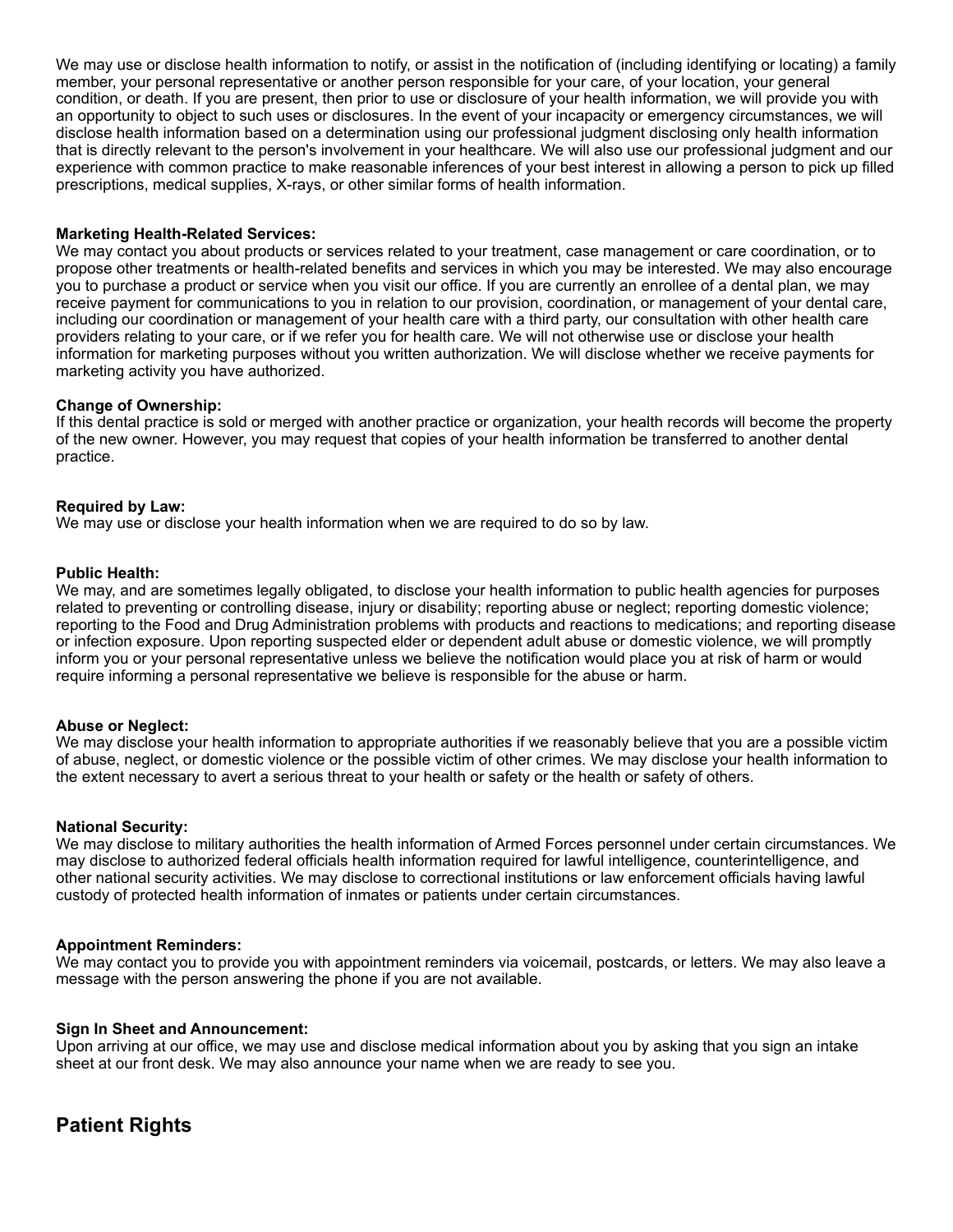We may use or disclose health information to notify, or assist in the notification of (including identifying or locating) a family member, your personal representative or another person responsible for your care, of your location, your general condition, or death. If you are present, then prior to use or disclosure of your health information, we will provide you with an opportunity to object to such uses or disclosures. In the event of your incapacity or emergency circumstances, we will disclose health information based on a determination using our professional judgment disclosing only health information that is directly relevant to the person's involvement in your healthcare. We will also use our professional judgment and our experience with common practice to make reasonable inferences of your best interest in allowing a person to pick up filled prescriptions, medical supplies, X-rays, or other similar forms of health information.

**Marketing Health-Related Services:**
We may contact you about products or services related to your treatment, case management or care coordination, or to propose other treatments or health-related benefits and services in which you may be interested. We may also encourage you to purchase a product or service when you visit our office. If you are currently an enrollee of a dental plan, we may receive payment for communications to you in relation to our provision, coordination, or management of your dental care, including our coordination or management of your health care with a third party, our consultation with other health care providers relating to your care, or if we refer you for health care. We will not otherwise use or disclose your health information for marketing purposes without you written authorization. We will disclose whether we receive payments for marketing activity you have authorized.

**Change of Ownership:**
If this dental practice is sold or merged with another practice or organization, your health records will become the property of the new owner. However, you may request that copies of your health information be transferred to another dental practice.

**Required by Law:**
We may use or disclose your health information when we are required to do so by law.

**Public Health:**
We may, and are sometimes legally obligated, to disclose your health information to public health agencies for purposes related to preventing or controlling disease, injury or disability; reporting abuse or neglect; reporting domestic violence; reporting to the Food and Drug Administration problems with products and reactions to medications; and reporting disease or infection exposure. Upon reporting suspected elder or dependent adult abuse or domestic violence, we will promptly inform you or your personal representative unless we believe the notification would place you at risk of harm or would require informing a personal representative we believe is responsible for the abuse or harm.

**Abuse or Neglect:**
We may disclose your health information to appropriate authorities if we reasonably believe that you are a possible victim of abuse, neglect, or domestic violence or the possible victim of other crimes. We may disclose your health information to the extent necessary to avert a serious threat to your health or safety or the health or safety of others.

**National Security:**
We may disclose to military authorities the health information of Armed Forces personnel under certain circumstances. We may disclose to authorized federal officials health information required for lawful intelligence, counterintelligence, and other national security activities. We may disclose to correctional institutions or law enforcement officials having lawful custody of protected health information of inmates or patients under certain circumstances.

**Appointment Reminders:**
We may contact you to provide you with appointment reminders via voicemail, postcards, or letters. We may also leave a message with the person answering the phone if you are not available.

**Sign In Sheet and Announcement:**
Upon arriving at our office, we may use and disclose medical information about you by asking that you sign an intake sheet at our front desk. We may also announce your name when we are ready to see you.

## Patient Rights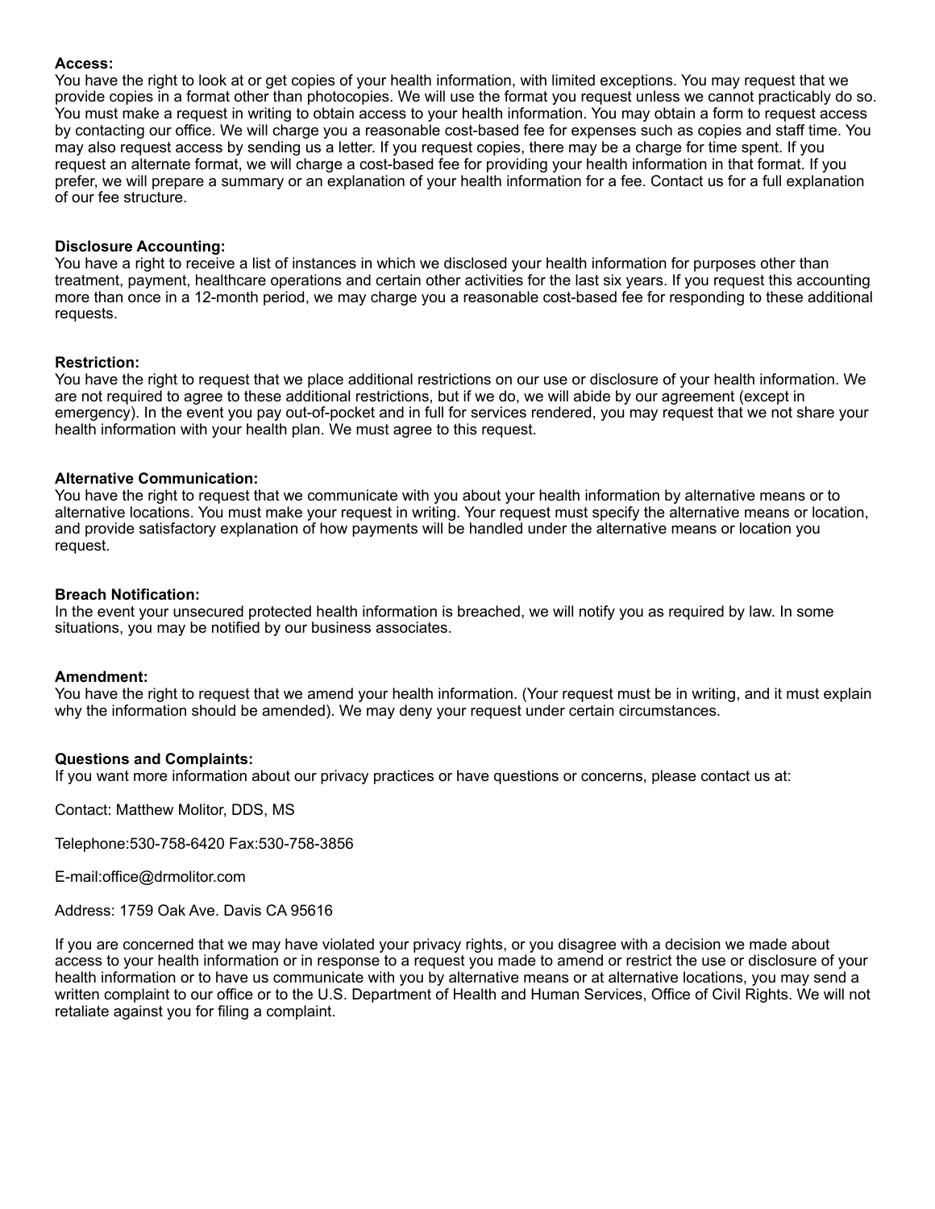**Access:**
You have the right to look at or get copies of your health information, with limited exceptions. You may request that we provide copies in a format other than photocopies. We will use the format you request unless we cannot practicably do so. You must make a request in writing to obtain access to your health information. You may obtain a form to request access by contacting our office. We will charge you a reasonable cost-based fee for expenses such as copies and staff time. You may also request access by sending us a letter. If you request copies, there may be a charge for time spent. If you request an alternate format, we will charge a cost-based fee for providing your health information in that format. If you prefer, we will prepare a summary or an explanation of your health information for a fee. Contact us for a full explanation of our fee structure.

**Disclosure Accounting:**
You have a right to receive a list of instances in which we disclosed your health information for purposes other than treatment, payment, healthcare operations and certain other activities for the last six years. If you request this accounting more than once in a 12-month period, we may charge you a reasonable cost-based fee for responding to these additional requests.

**Restriction:**
You have the right to request that we place additional restrictions on our use or disclosure of your health information. We are not required to agree to these additional restrictions, but if we do, we will abide by our agreement (except in emergency). In the event you pay out-of-pocket and in full for services rendered, you may request that we not share your health information with your health plan. We must agree to this request.

**Alternative Communication:**
You have the right to request that we communicate with you about your health information by alternative means or to alternative locations. You must make your request in writing. Your request must specify the alternative means or location, and provide satisfactory explanation of how payments will be handled under the alternative means or location you request.

**Breach Notification:**
In the event your unsecured protected health information is breached, we will notify you as required by law. In some situations, you may be notified by our business associates.

**Amendment:**
You have the right to request that we amend your health information. (Your request must be in writing, and it must explain why the information should be amended). We may deny your request under certain circumstances.

**Questions and Complaints:**
If you want more information about our privacy practices or have questions or concerns, please contact us at:

Contact: Matthew Molitor, DDS, MS

Telephone:530-758-6420 Fax:530-758-3856

E-mail:office@drmolitor.com

Address: 1759 Oak Ave. Davis CA 95616

If you are concerned that we may have violated your privacy rights, or you disagree with a decision we made about access to your health information or in response to a request you made to amend or restrict the use or disclosure of your health information or to have us communicate with you by alternative means or at alternative locations, you may send a written complaint to our office or to the U.S. Department of Health and Human Services, Office of Civil Rights. We will not retaliate against you for filing a complaint.